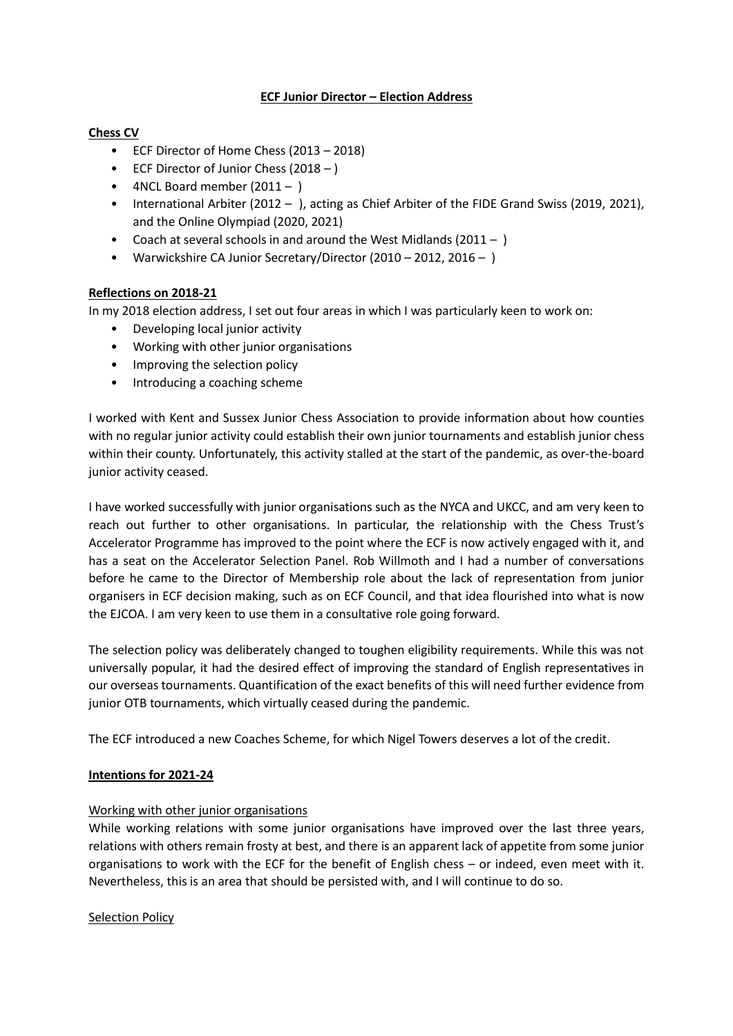# ECF Junior Director – Election Address

## Chess CV

- ECF Director of Home Chess (2013 – 2018)
- ECF Director of Junior Chess (2018 – )
- 4NCL Board member (2011 – )
- International Arbiter (2012 – ), acting as Chief Arbiter of the FIDE Grand Swiss (2019, 2021), and the Online Olympiad (2020, 2021)
- Coach at several schools in and around the West Midlands (2011 – )
- Warwickshire CA Junior Secretary/Director (2010 – 2012, 2016 – )

## Reflections on 2018-21

In my 2018 election address, I set out four areas in which I was particularly keen to work on:

- Developing local junior activity
- Working with other junior organisations
- Improving the selection policy
- Introducing a coaching scheme

I worked with Kent and Sussex Junior Chess Association to provide information about how counties with no regular junior activity could establish their own junior tournaments and establish junior chess within their county. Unfortunately, this activity stalled at the start of the pandemic, as over-the-board junior activity ceased.

I have worked successfully with junior organisations such as the NYCA and UKCC, and am very keen to reach out further to other organisations. In particular, the relationship with the Chess Trust's Accelerator Programme has improved to the point where the ECF is now actively engaged with it, and has a seat on the Accelerator Selection Panel. Rob Willmoth and I had a number of conversations before he came to the Director of Membership role about the lack of representation from junior organisers in ECF decision making, such as on ECF Council, and that idea flourished into what is now the EJCOA. I am very keen to use them in a consultative role going forward.

The selection policy was deliberately changed to toughen eligibility requirements. While this was not universally popular, it had the desired effect of improving the standard of English representatives in our overseas tournaments. Quantification of the exact benefits of this will need further evidence from junior OTB tournaments, which virtually ceased during the pandemic.

The ECF introduced a new Coaches Scheme, for which Nigel Towers deserves a lot of the credit.

## Intentions for 2021-24

### Working with other junior organisations

While working relations with some junior organisations have improved over the last three years, relations with others remain frosty at best, and there is an apparent lack of appetite from some junior organisations to work with the ECF for the benefit of English chess – or indeed, even meet with it. Nevertheless, this is an area that should be persisted with, and I will continue to do so.

### Selection Policy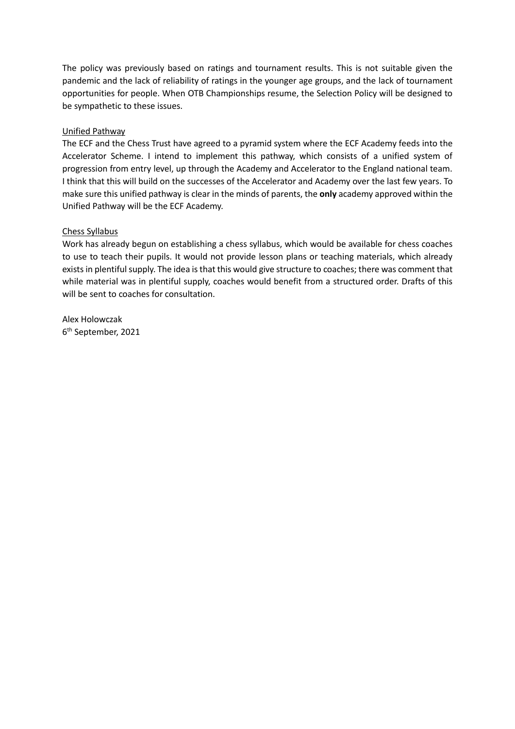The policy was previously based on ratings and tournament results. This is not suitable given the pandemic and the lack of reliability of ratings in the younger age groups, and the lack of tournament opportunities for people. When OTB Championships resume, the Selection Policy will be designed to be sympathetic to these issues.

<u>Unified Pathway</u>

The ECF and the Chess Trust have agreed to a pyramid system where the ECF Academy feeds into the Accelerator Scheme. I intend to implement this pathway, which consists of a unified system of progression from entry level, up through the Academy and Accelerator to the England national team. I think that this will build on the successes of the Accelerator and Academy over the last few years. To make sure this unified pathway is clear in the minds of parents, the **only** academy approved within the Unified Pathway will be the ECF Academy.

<u>Chess Syllabus</u>

Work has already begun on establishing a chess syllabus, which would be available for chess coaches to use to teach their pupils. It would not provide lesson plans or teaching materials, which already exists in plentiful supply. The idea is that this would give structure to coaches; there was comment that while material was in plentiful supply, coaches would benefit from a structured order. Drafts of this will be sent to coaches for consultation.

Alex Holowczak

6th September, 2021